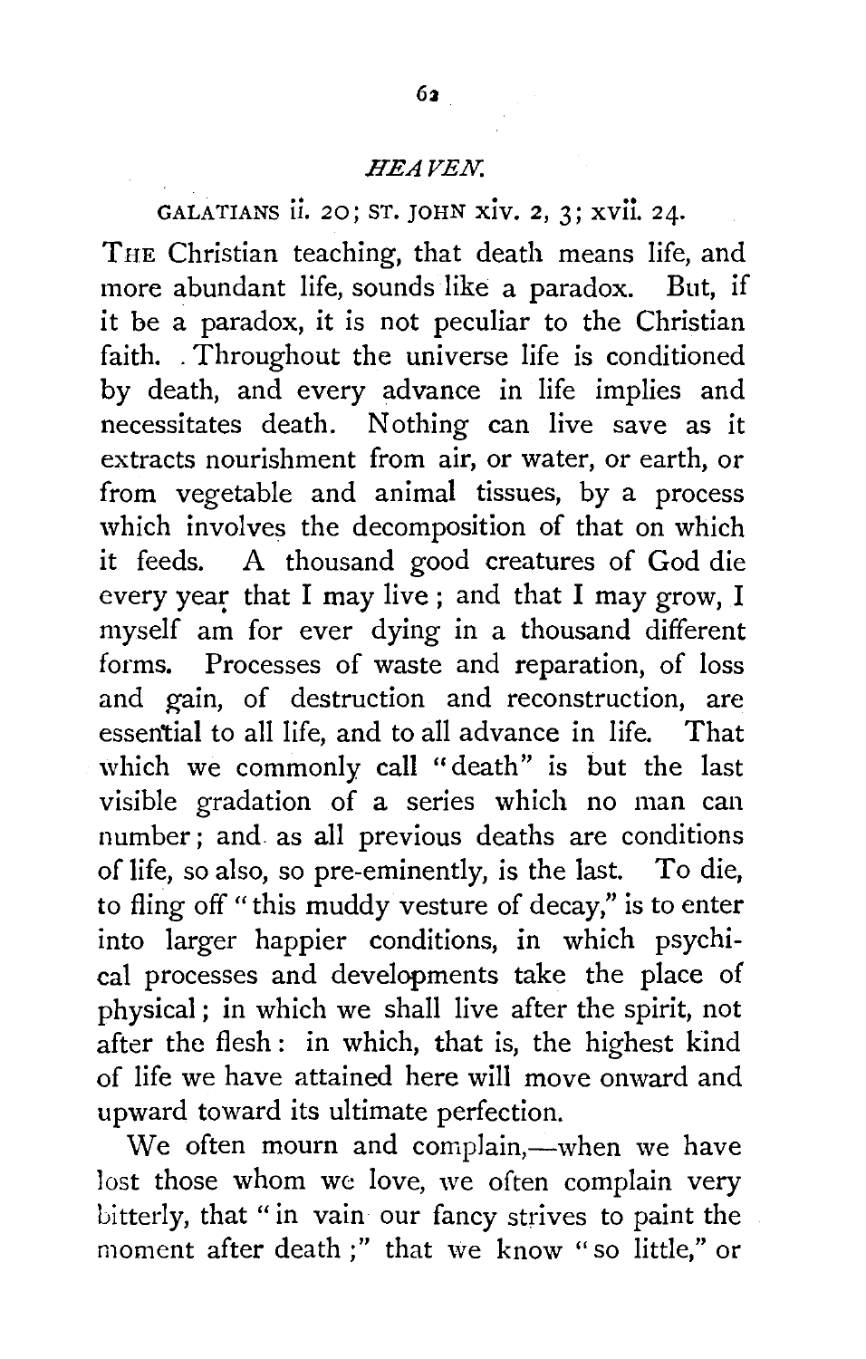## *HEAVEN.*

GALATIANS ii. 20; ST. JOHN xiv. 2, 3; xvii. 24.

THE Christian teaching, that death means life, and more abundant life, sounds like a paradox. But, if it be a paradox, it is not peculiar to the Christian faith. Throughout the universe life is conditioned by death, and every advance in life implies and necessitates death. Nothing can live save as it extracts nourishment from air, or water, or earth, or from vegetable and animal tissues, by a process which involves the decomposition of that on which it feeds. A thousand good creatures of God die every year that I may live; and that I may grow, I myself am for ever dying in a thousand different forms. Processes of waste and reparation, of loss and gain, of destruction and reconstruction, are essential to all life, and to all advance in life. That which we commonly call "death" is but the last visible gradation of a series which no man can number; and as all previous deaths are conditions of life, so also, so pre-eminently, is the last. To die, to fling off "this muddy vesture of decay," is to enter into larger happier conditions, in which psychical processes and developments take the place of physical; in which we shall live after the spirit, not after the flesh: in which, that is, the highest kind of life we have attained here will move onward and upward toward its ultimate perfection.

We often mourn and complain,—when we have lost those whom we love, we often complain very bitterly, that "in vain our fancy strives to paint the moment after death;" that we know "so little," or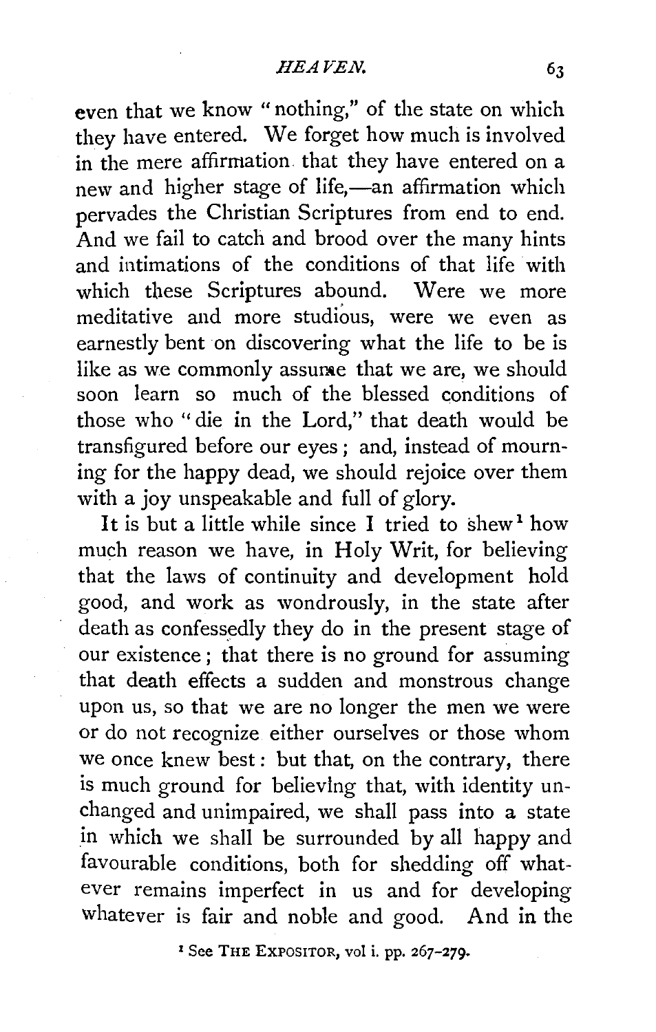even that we know "nothing," of the state on which they have entered. We forget how much is involved in the mere affirmation that they have entered on a new and higher stage of life,—an affirmation which pervades the Christian Scriptures from end to end. And we fail to catch and brood over the many hints and intimations of the conditions of that life with which these Scriptures abound. Were we more meditative and more studious, were we even as earnestly bent on discovering what the life to be is like as we commonly assume that we are, we should soon learn so much of the blessed conditions of those who "die in the Lord," that death would be transfigured before our eyes; and, instead of mourning for the happy dead, we should rejoice over them with a joy unspeakable and full of glory.

It is but a little while since I tried to shew[1] how much reason we have, in Holy Writ, for believing that the laws of continuity and development hold good, and work as wondrously, in the state after death as confessedly they do in the present stage of our existence; that there is no ground for assuming that death effects a sudden and monstrous change upon us, so that we are no longer the men we were or do not recognize either ourselves or those whom we once knew best: but that, on the contrary, there is much ground for believing that, with identity unchanged and unimpaired, we shall pass into a state in which we shall be surrounded by all happy and favourable conditions, both for shedding off whatever remains imperfect in us and for developing whatever is fair and noble and good. And in the

[1] See THE EXPOSITOR, vol i. pp. 267–279.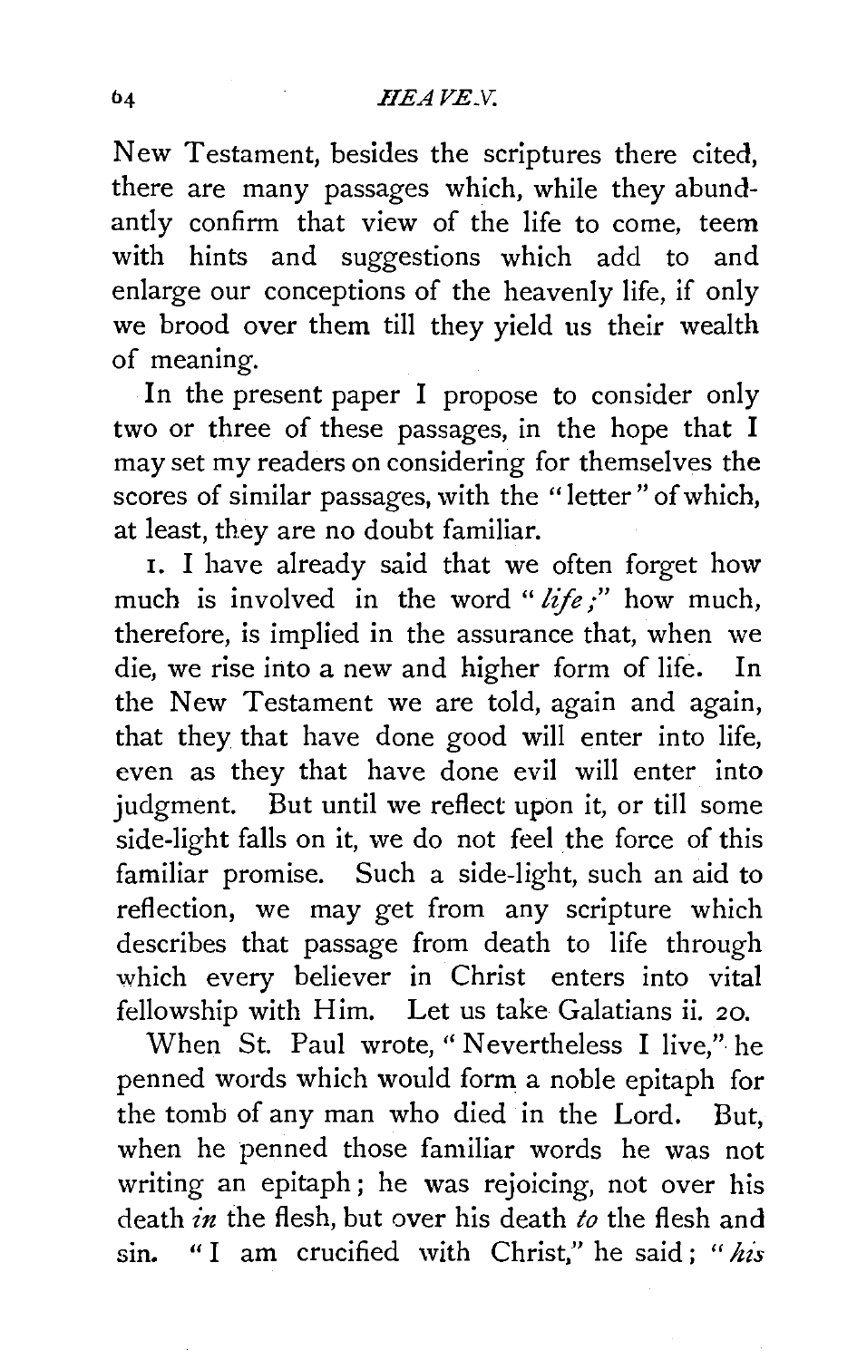New Testament, besides the scriptures there cited, there are many passages which, while they abundantly confirm that view of the life to come, teem with hints and suggestions which add to and enlarge our conceptions of the heavenly life, if only we brood over them till they yield us their wealth of meaning.

In the present paper I propose to consider only two or three of these passages, in the hope that I may set my readers on considering for themselves the scores of similar passages, with the "letter" of which, at least, they are no doubt familiar.

1. I have already said that we often forget how much is involved in the word "*life;*" how much, therefore, is implied in the assurance that, when we die, we rise into a new and higher form of life. In the New Testament we are told, again and again, that they that have done good will enter into life, even as they that have done evil will enter into judgment. But until we reflect upon it, or till some side-light falls on it, we do not feel the force of this familiar promise. Such a side-light, such an aid to reflection, we may get from any scripture which describes that passage from death to life through which every believer in Christ enters into vital fellowship with Him. Let us take Galatians ii. 20.

When St. Paul wrote, "Nevertheless I live," he penned words which would form a noble epitaph for the tomb of any man who died in the Lord. But, when he penned those familiar words he was not writing an epitaph; he was rejoicing, not over his death *in* the flesh, but over his death *to* the flesh and sin. "I am crucified with Christ," he said; "*his*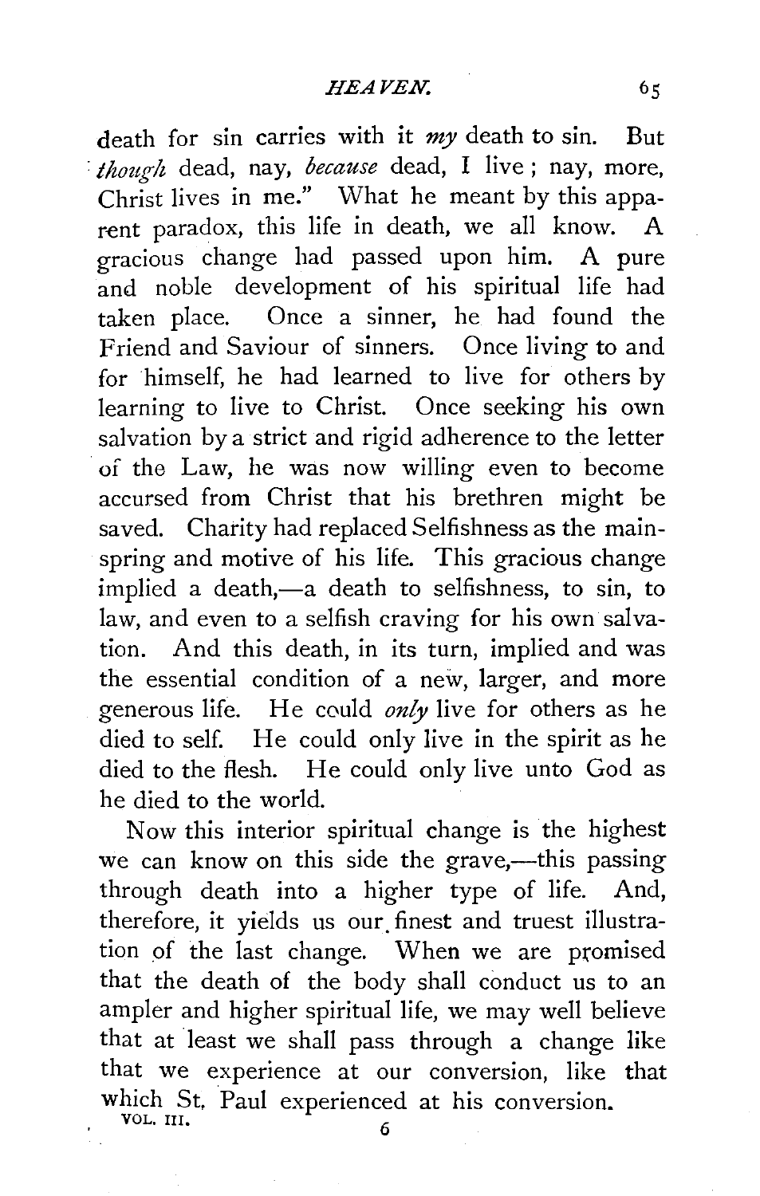death for sin carries with it *my* death to sin. But *though* dead, nay, *because* dead, I live; nay, more, Christ lives in me." What he meant by this apparent paradox, this life in death, we all know. A gracious change had passed upon him. A pure and noble development of his spiritual life had taken place. Once a sinner, he had found the Friend and Saviour of sinners. Once living to and for himself, he had learned to live for others by learning to live to Christ. Once seeking his own salvation by a strict and rigid adherence to the letter of the Law, he was now willing even to become accursed from Christ that his brethren might be saved. Charity had replaced Selfishness as the mainspring and motive of his life. This gracious change implied a death,—a death to selfishness, to sin, to law, and even to a selfish craving for his own salvation. And this death, in its turn, implied and was the essential condition of a new, larger, and more generous life. He could *only* live for others as he died to self. He could only live in the spirit as he died to the flesh. He could only live unto God as he died to the world.

Now this interior spiritual change is the highest we can know on this side the grave,—this passing through death into a higher type of life. And, therefore, it yields us our finest and truest illustration of the last change. When we are promised that the death of the body shall conduct us to an ampler and higher spiritual life, we may well believe that at least we shall pass through a change like that we experience at our conversion, like that which St. Paul experienced at his conversion.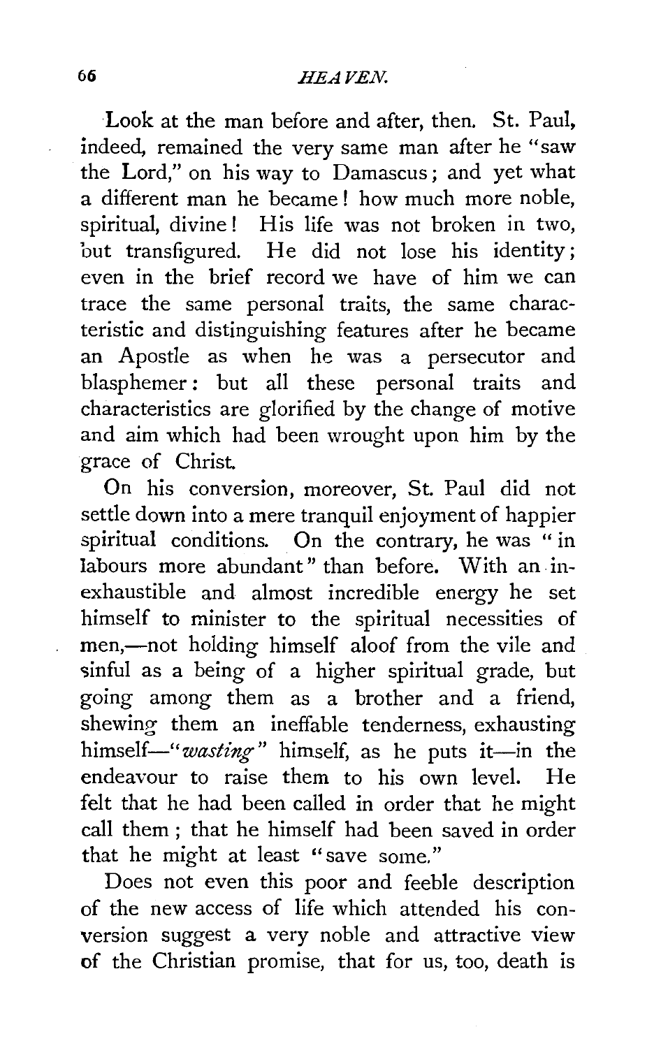Look at the man before and after, then. St. Paul, indeed, remained the very same man after he "saw the Lord," on his way to Damascus; and yet what a different man he became! how much more noble, spiritual, divine! His life was not broken in two, but transfigured. He did not lose his identity; even in the brief record we have of him we can trace the same personal traits, the same characteristic and distinguishing features after he became an Apostle as when he was a persecutor and blasphemer: but all these personal traits and characteristics are glorified by the change of motive and aim which had been wrought upon him by the grace of Christ.

On his conversion, moreover, St. Paul did not settle down into a mere tranquil enjoyment of happier spiritual conditions. On the contrary, he was "in labours more abundant" than before. With an inexhaustible and almost incredible energy he set himself to minister to the spiritual necessities of men,—not holding himself aloof from the vile and sinful as a being of a higher spiritual grade, but going among them as a brother and a friend, shewing them an ineffable tenderness, exhausting himself—"*wasting*" himself, as he puts it—in the endeavour to raise them to his own level. He felt that he had been called in order that he might call them; that he himself had been saved in order that he might at least "save some."

Does not even this poor and feeble description of the new access of life which attended his conversion suggest a very noble and attractive view of the Christian promise, that for us, too, death is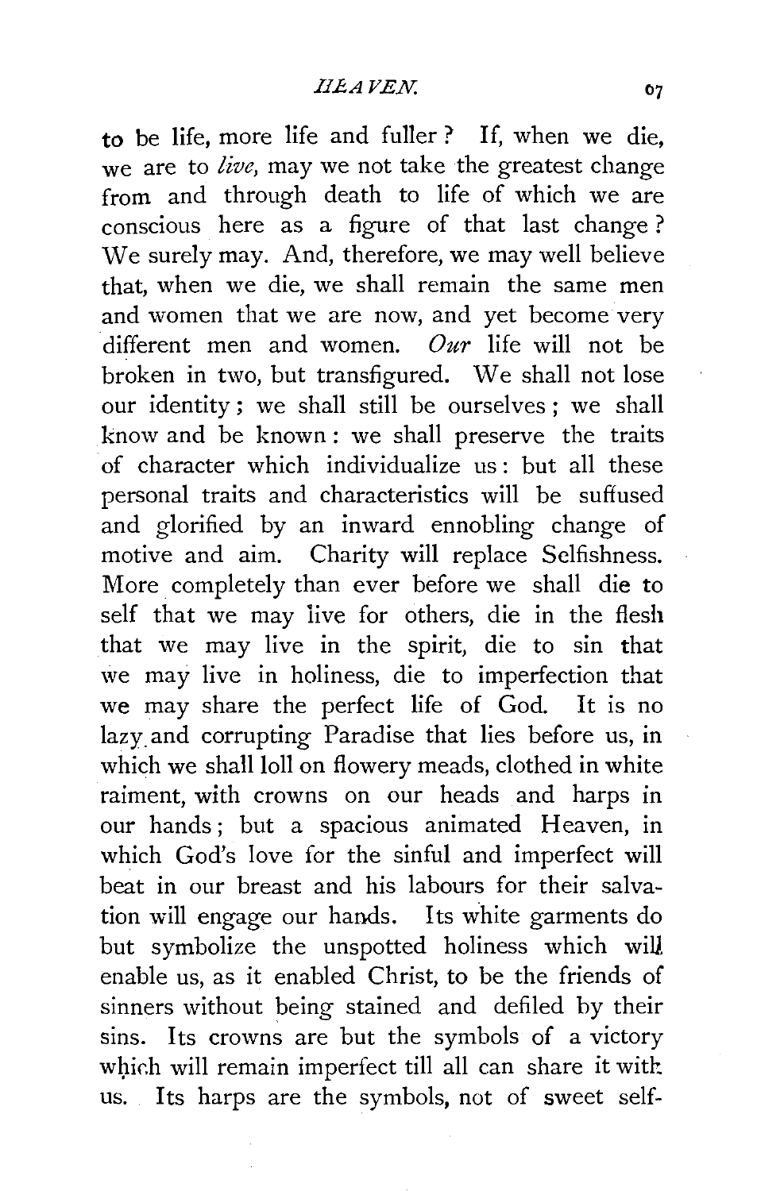to be life, more life and fuller? If, when we die, we are to *live*, may we not take the greatest change from and through death to life of which we are conscious here as a figure of that last change? We surely may. And, therefore, we may well believe that, when we die, we shall remain the same men and women that we are now, and yet become very different men and women. *Our* life will not be broken in two, but transfigured. We shall not lose our identity; we shall still be ourselves; we shall know and be known: we shall preserve the traits of character which individualize us: but all these personal traits and characteristics will be suffused and glorified by an inward ennobling change of motive and aim. Charity will replace Selfishness. More completely than ever before we shall die to self that we may live for others, die in the flesh that we may live in the spirit, die to sin that we may live in holiness, die to imperfection that we may share the perfect life of God. It is no lazy and corrupting Paradise that lies before us, in which we shall loll on flowery meads, clothed in white raiment, with crowns on our heads and harps in our hands; but a spacious animated Heaven, in which God's love for the sinful and imperfect will beat in our breast and his labours for their salvation will engage our hands. Its white garments do but symbolize the unspotted holiness which will enable us, as it enabled Christ, to be the friends of sinners without being stained and defiled by their sins. Its crowns are but the symbols of a victory which will remain imperfect till all can share it with us. Its harps are the symbols, not of sweet self-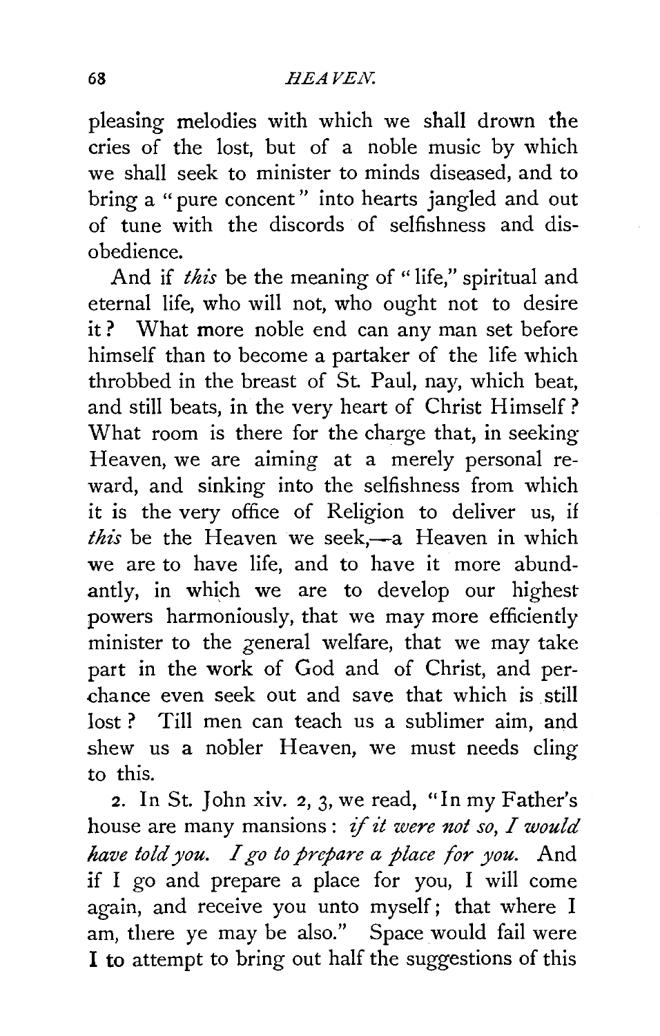pleasing melodies with which we shall drown the cries of the lost, but of a noble music by which we shall seek to minister to minds diseased, and to bring a "pure concent" into hearts jangled and out of tune with the discords of selfishness and disobedience.

And if *this* be the meaning of "life," spiritual and eternal life, who will not, who ought not to desire it? What more noble end can any man set before himself than to become a partaker of the life which throbbed in the breast of St. Paul, nay, which beat, and still beats, in the very heart of Christ Himself? What room is there for the charge that, in seeking Heaven, we are aiming at a merely personal reward, and sinking into the selfishness from which it is the very office of Religion to deliver us, if *this* be the Heaven we seek,—a Heaven in which we are to have life, and to have it more abundantly, in which we are to develop our highest powers harmoniously, that we may more efficiently minister to the general welfare, that we may take part in the work of God and of Christ, and perchance even seek out and save that which is still lost? Till men can teach us a sublimer aim, and shew us a nobler Heaven, we must needs cling to this.

2. In St. John xiv. 2, 3, we read, "In my Father's house are many mansions: *if it were not so, I would have told you. I go to prepare a place for you.* And if I go and prepare a place for you, I will come again, and receive you unto myself; that where I am, there ye may be also." Space would fail were I to attempt to bring out half the suggestions of this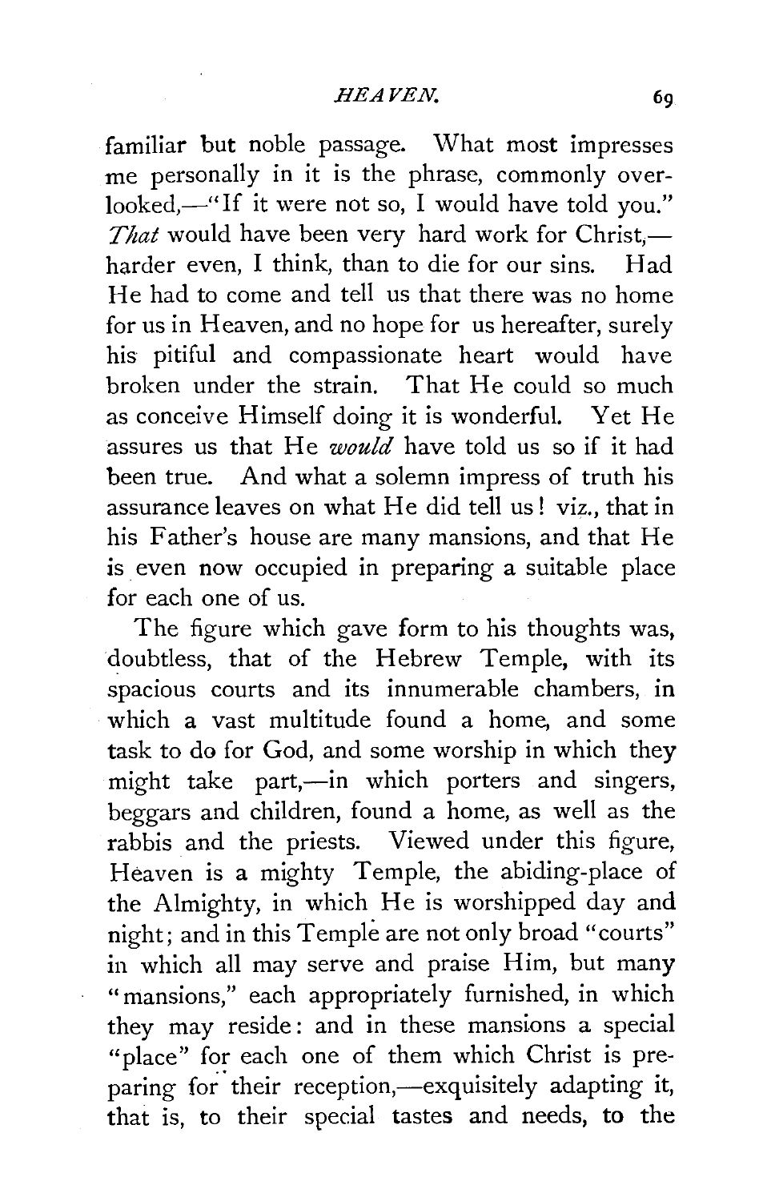familiar but noble passage. What most impresses me personally in it is the phrase, commonly overlooked,—"If it were not so, I would have told you." *That* would have been very hard work for Christ,—harder even, I think, than to die for our sins. Had He had to come and tell us that there was no home for us in Heaven, and no hope for us hereafter, surely his pitiful and compassionate heart would have broken under the strain. That He could so much as conceive Himself doing it is wonderful. Yet He assures us that He *would* have told us so if it had been true. And what a solemn impress of truth his assurance leaves on what He did tell us! viz., that in his Father's house are many mansions, and that He is even now occupied in preparing a suitable place for each one of us.

The figure which gave form to his thoughts was, doubtless, that of the Hebrew Temple, with its spacious courts and its innumerable chambers, in which a vast multitude found a home, and some task to do for God, and some worship in which they might take part,—in which porters and singers, beggars and children, found a home, as well as the rabbis and the priests. Viewed under this figure, Heaven is a mighty Temple, the abiding-place of the Almighty, in which He is worshipped day and night; and in this Temple are not only broad "courts" in which all may serve and praise Him, but many "mansions," each appropriately furnished, in which they may reside: and in these mansions a special "place" for each one of them which Christ is preparing for their reception,—exquisitely adapting it, that is, to their special tastes and needs, to the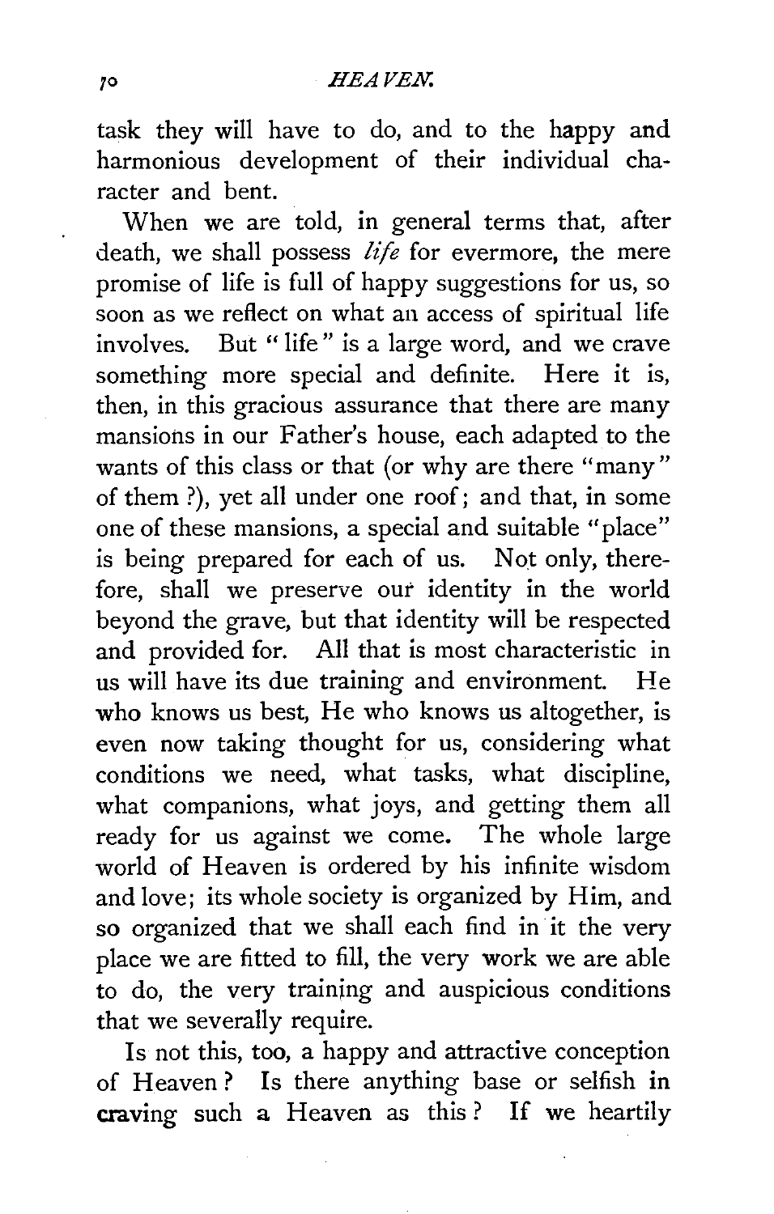task they will have to do, and to the happy and harmonious development of their individual character and bent.

When we are told, in general terms that, after death, we shall possess *life* for evermore, the mere promise of life is full of happy suggestions for us, so soon as we reflect on what an access of spiritual life involves. But "life" is a large word, and we crave something more special and definite. Here it is, then, in this gracious assurance that there are many mansions in our Father's house, each adapted to the wants of this class or that (or why are there "many" of them ?), yet all under one roof; and that, in some one of these mansions, a special and suitable "place" is being prepared for each of us. Not only, therefore, shall we preserve our identity in the world beyond the grave, but that identity will be respected and provided for. All that is most characteristic in us will have its due training and environment. He who knows us best, He who knows us altogether, is even now taking thought for us, considering what conditions we need, what tasks, what discipline, what companions, what joys, and getting them all ready for us against we come. The whole large world of Heaven is ordered by his infinite wisdom and love; its whole society is organized by Him, and so organized that we shall each find in it the very place we are fitted to fill, the very work we are able to do, the very training and auspicious conditions that we severally require.

Is not this, too, a happy and attractive conception of Heaven ? Is there anything base or selfish in craving such a Heaven as this ? If we heartily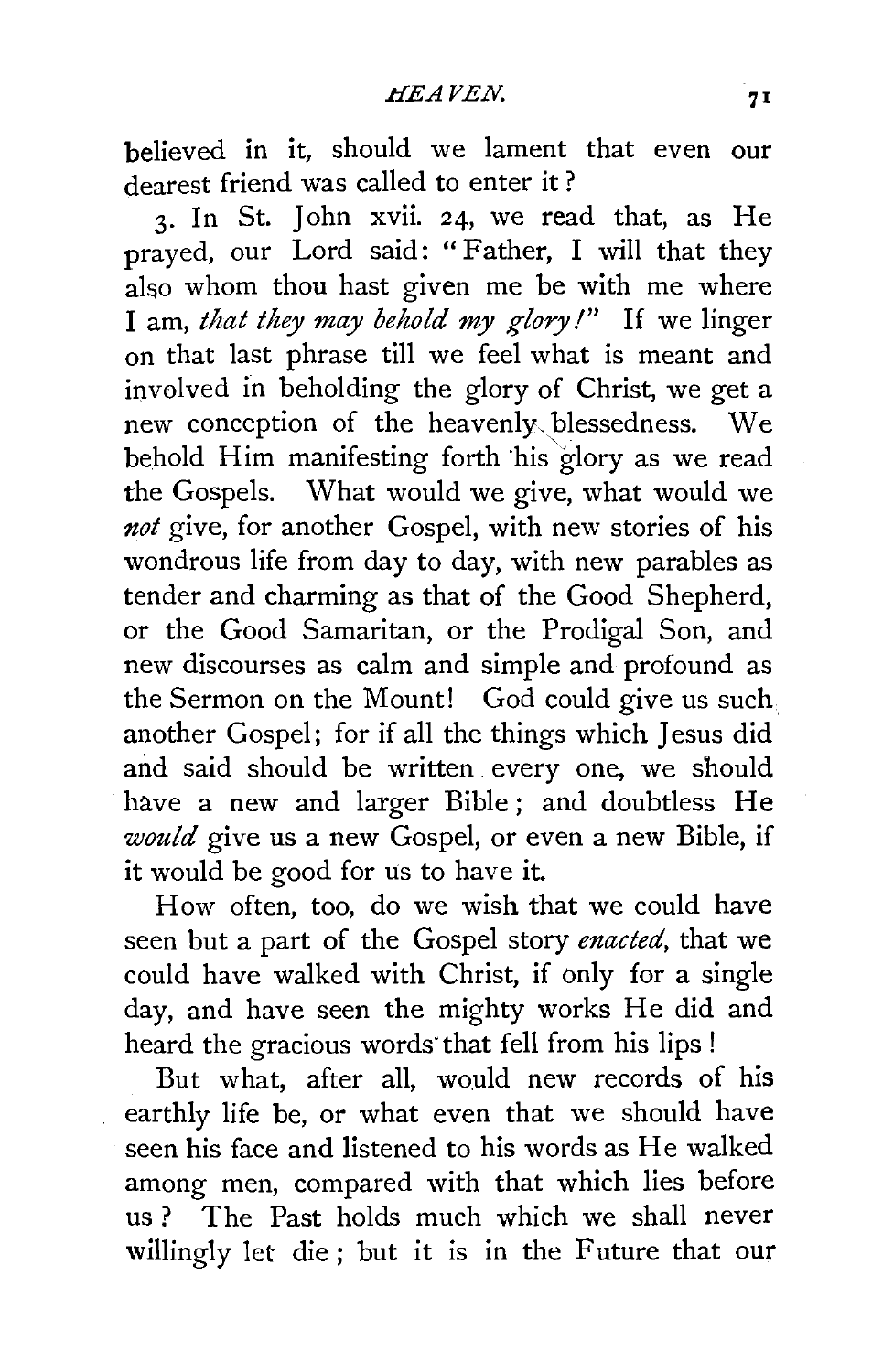believed in it, should we lament that even our dearest friend was called to enter it?

3. In St. John xvii. 24, we read that, as He prayed, our Lord said: "Father, I will that they also whom thou hast given me be with me where I am, *that they may behold my glory!*" If we linger on that last phrase till we feel what is meant and involved in beholding the glory of Christ, we get a new conception of the heavenly blessedness. We behold Him manifesting forth his glory as we read the Gospels. What would we give, what would we *not* give, for another Gospel, with new stories of his wondrous life from day to day, with new parables as tender and charming as that of the Good Shepherd, or the Good Samaritan, or the Prodigal Son, and new discourses as calm and simple and profound as the Sermon on the Mount! God could give us such another Gospel; for if all the things which Jesus did and said should be written every one, we should have a new and larger Bible; and doubtless He *would* give us a new Gospel, or even a new Bible, if it would be good for us to have it.

How often, too, do we wish that we could have seen but a part of the Gospel story *enacted*, that we could have walked with Christ, if only for a single day, and have seen the mighty works He did and heard the gracious words that fell from his lips!

But what, after all, would new records of his earthly life be, or what even that we should have seen his face and listened to his words as He walked among men, compared with that which lies before us? The Past holds much which we shall never willingly let die; but it is in the Future that our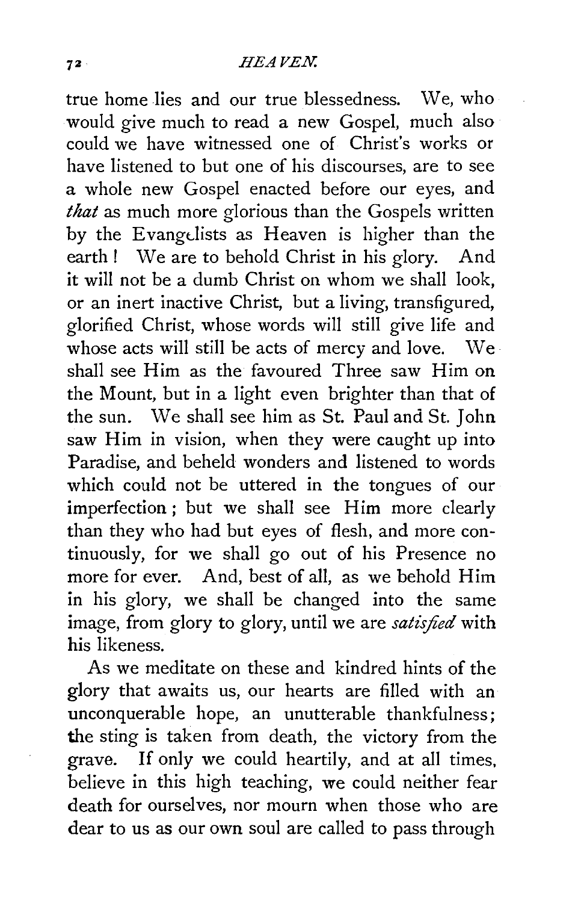true home lies and our true blessedness. We, who would give much to read a new Gospel, much also could we have witnessed one of Christ's works or have listened to but one of his discourses, are to see a whole new Gospel enacted before our eyes, and *that* as much more glorious than the Gospels written by the Evangelists as Heaven is higher than the earth! We are to behold Christ in his glory. And it will not be a dumb Christ on whom we shall look, or an inert inactive Christ, but a living, transfigured, glorified Christ, whose words will still give life and whose acts will still be acts of mercy and love. We shall see Him as the favoured Three saw Him on the Mount, but in a light even brighter than that of the sun. We shall see him as St. Paul and St. John saw Him in vision, when they were caught up into Paradise, and beheld wonders and listened to words which could not be uttered in the tongues of our imperfection; but we shall see Him more clearly than they who had but eyes of flesh, and more continuously, for we shall go out of his Presence no more for ever. And, best of all, as we behold Him in his glory, we shall be changed into the same image, from glory to glory, until we are *satisfied* with his likeness.

As we meditate on these and kindred hints of the glory that awaits us, our hearts are filled with an unconquerable hope, an unutterable thankfulness; the sting is taken from death, the victory from the grave. If only we could heartily, and at all times, believe in this high teaching, we could neither fear death for ourselves, nor mourn when those who are dear to us as our own soul are called to pass through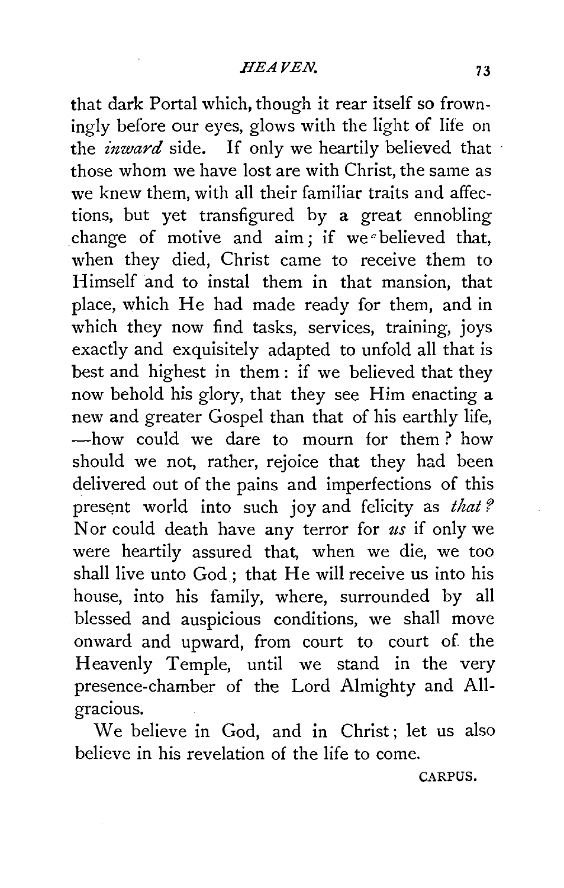that dark Portal which, though it rear itself so frowningly before our eyes, glows with the light of life on the *inward* side. If only we heartily believed that those whom we have lost are with Christ, the same as we knew them, with all their familiar traits and affections, but yet transfigured by a great ennobling change of motive and aim; if we believed that, when they died, Christ came to receive them to Himself and to instal them in that mansion, that place, which He had made ready for them, and in which they now find tasks, services, training, joys exactly and exquisitely adapted to unfold all that is best and highest in them: if we believed that they now behold his glory, that they see Him enacting a new and greater Gospel than that of his earthly life, —how could we dare to mourn for them? how should we not, rather, rejoice that they had been delivered out of the pains and imperfections of this present world into such joy and felicity as *that?* Nor could death have any terror for *us* if only we were heartily assured that, when we die, we too shall live unto God; that He will receive us into his house, into his family, where, surrounded by all blessed and auspicious conditions, we shall move onward and upward, from court to court of the Heavenly Temple, until we stand in the very presence-chamber of the Lord Almighty and All-gracious.

We believe in God, and in Christ; let us also believe in his revelation of the life to come.

CARPUS.